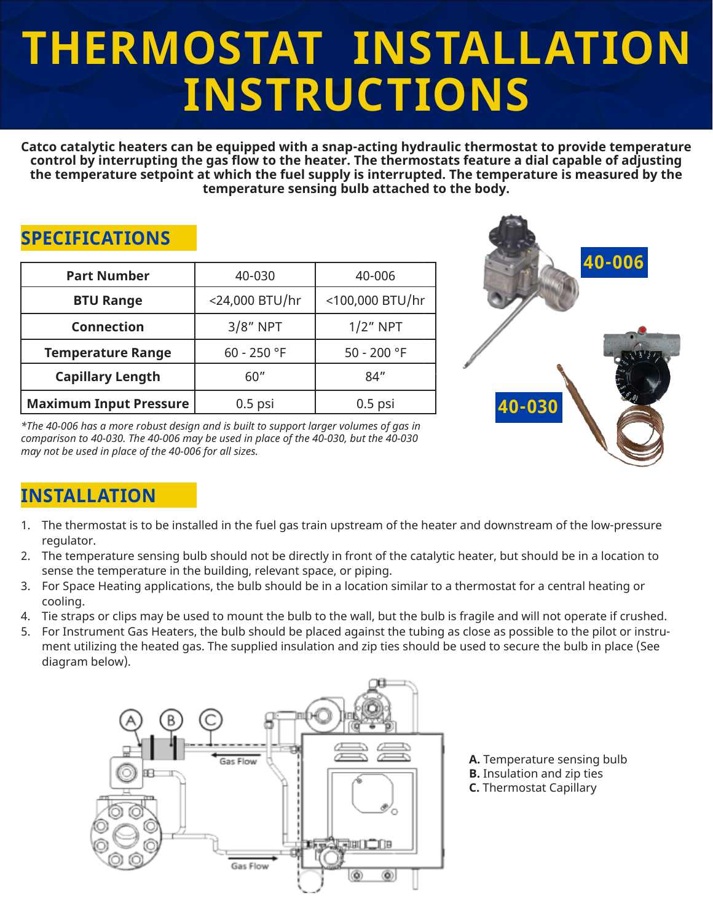# THERMOSTAT INSTALLATION INSTRUCTIONS

**Catco catalytic heaters can be equipped with a snap-acting hydraulic thermostat to provide temperature control by interrupting the gas flow to the heater. The thermostats feature a dial capable of adjusting the temperature setpoint at which the fuel supply is interrupted. The temperature is measured by the temperature sensing bulb attached to the body.**

## SPECIFICATIONS

| Part Number | 40-030 | 40-006 |
|---|---|---|
| **BTU Range** | <24,000 BTU/hr | <100,000 BTU/hr |
| **Connection** | 3/8" NPT | 1/2" NPT |
| **Temperature Range** | 60 - 250 °F | 50 - 200 °F |
| **Capillary Length** | 60" | 84" |
| **Maximum Input Pressure** | 0.5 psi | 0.5 psi |

*\*The 40-006 has a more robust design and is built to support larger volumes of gas in comparison to 40-030. The 40-006 may be used in place of the 40-030, but the 40-030 may not be used in place of the 40-006 for all sizes.*

40-006

40-030

## INSTALLATION

1. The thermostat is to be installed in the fuel gas train upstream of the heater and downstream of the low-pressure regulator.
2. The temperature sensing bulb should not be directly in front of the catalytic heater, but should be in a location to sense the temperature in the building, relevant space, or piping.
3. For Space Heating applications, the bulb should be in a location similar to a thermostat for a central heating or cooling.
4. Tie straps or clips may be used to mount the bulb to the wall, but the bulb is fragile and will not operate if crushed.
5. For Instrument Gas Heaters, the bulb should be placed against the tubing as close as possible to the pilot or instrument utilizing the heated gas. The supplied insulation and zip ties should be used to secure the bulb in place (See diagram below).

**A.** Temperature sensing bulb
**B.** Insulation and zip ties
**C.** Thermostat Capillary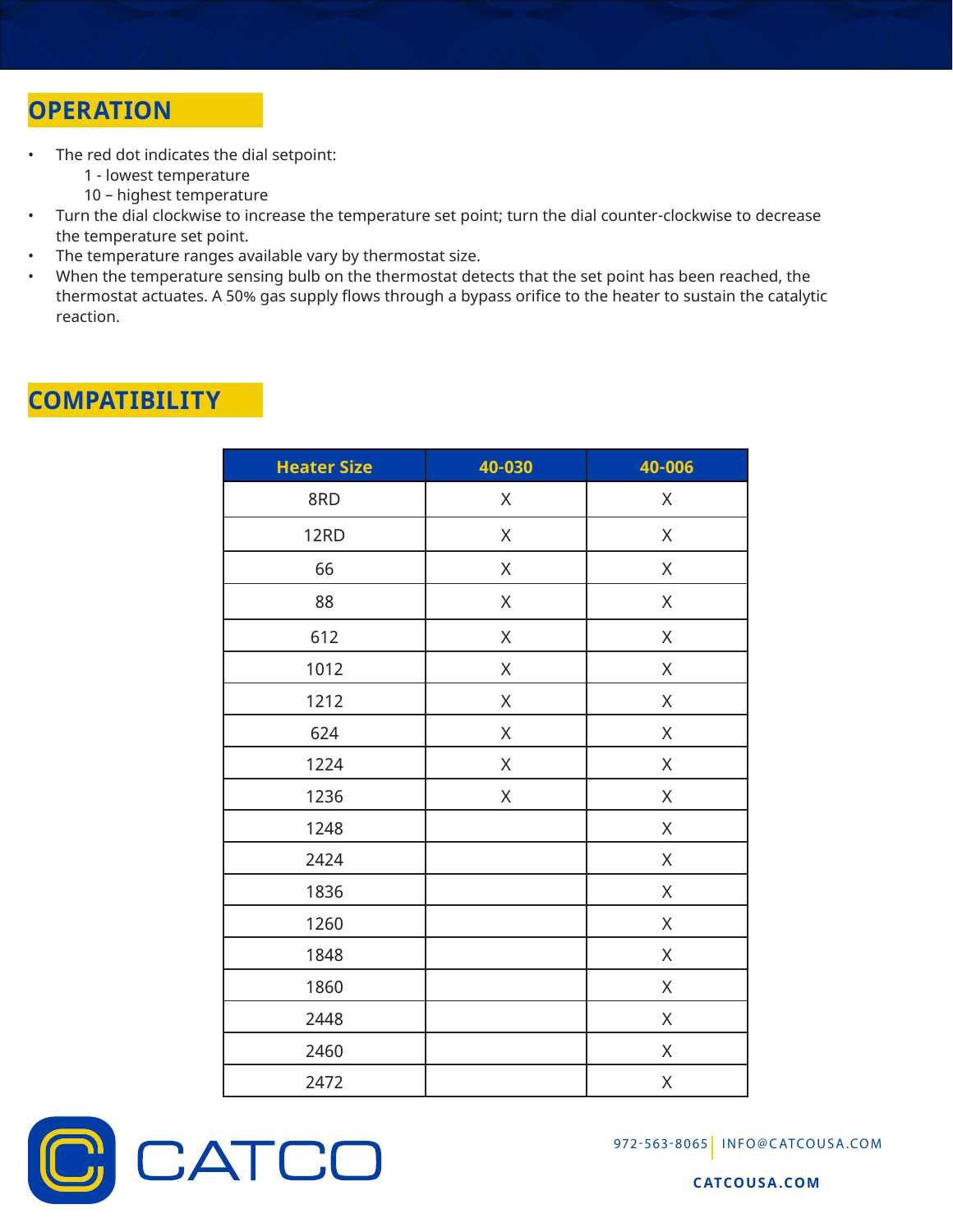## OPERATION

- The red dot indicates the dial setpoint:
  - 1 - lowest temperature
  - 10 – highest temperature
- Turn the dial clockwise to increase the temperature set point; turn the dial counter-clockwise to decrease the temperature set point.
- The temperature ranges available vary by thermostat size.
- When the temperature sensing bulb on the thermostat detects that the set point has been reached, the thermostat actuates. A 50% gas supply flows through a bypass orifice to the heater to sustain the catalytic reaction.

## COMPATIBILITY

| Heater Size | 40-030 | 40-006 |
|---|---|---|
| 8RD | X | X |
| 12RD | X | X |
| 66 | X | X |
| 88 | X | X |
| 612 | X | X |
| 1012 | X | X |
| 1212 | X | X |
| 624 | X | X |
| 1224 | X | X |
| 1236 | X | X |
| 1248 | | X |
| 2424 | | X |
| 1836 | | X |
| 1260 | | X |
| 1848 | | X |
| 1860 | | X |
| 2448 | | X |
| 2460 | | X |
| 2472 | | X |

CATCO

972-563-8065 | INFO@CATCOUSA.COM

CATCOUSA.COM